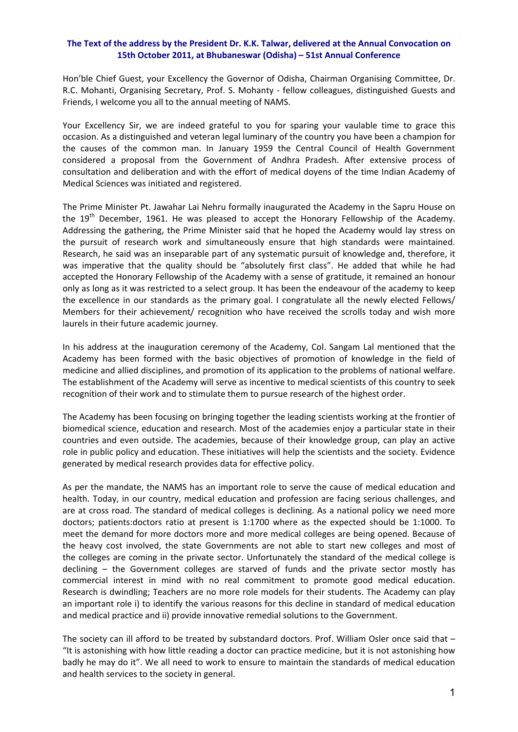**The Text of the address by the President Dr. K.K. Talwar, delivered at the Annual Convocation on 15th October 2011, at Bhubaneswar (Odisha) – 51st Annual Conference**

Hon'ble Chief Guest, your Excellency the Governor of Odisha, Chairman Organising Committee, Dr. R.C. Mohanti, Organising Secretary, Prof. S. Mohanty - fellow colleagues, distinguished Guests and Friends, I welcome you all to the annual meeting of NAMS.

Your Excellency Sir, we are indeed grateful to you for sparing your vaulable time to grace this occasion. As a distinguished and veteran legal luminary of the country you have been a champion for the causes of the common man. In January 1959 the Central Council of Health Government considered a proposal from the Government of Andhra Pradesh. After extensive process of consultation and deliberation and with the effort of medical doyens of the time Indian Academy of Medical Sciences was initiated and registered.

The Prime Minister Pt. Jawahar Lai Nehru formally inaugurated the Academy in the Sapru House on the 19th December, 1961. He was pleased to accept the Honorary Fellowship of the Academy. Addressing the gathering, the Prime Minister said that he hoped the Academy would lay stress on the pursuit of research work and simultaneously ensure that high standards were maintained. Research, he said was an inseparable part of any systematic pursuit of knowledge and, therefore, it was imperative that the quality should be "absolutely first class". He added that while he had accepted the Honorary Fellowship of the Academy with a sense of gratitude, it remained an honour only as long as it was restricted to a select group. It has been the endeavour of the academy to keep the excellence in our standards as the primary goal. I congratulate all the newly elected Fellows/ Members for their achievement/ recognition who have received the scrolls today and wish more laurels in their future academic journey.

In his address at the inauguration ceremony of the Academy, Col. Sangam Lal mentioned that the Academy has been formed with the basic objectives of promotion of knowledge in the field of medicine and allied disciplines, and promotion of its application to the problems of national welfare. The establishment of the Academy will serve as incentive to medical scientists of this country to seek recognition of their work and to stimulate them to pursue research of the highest order.

The Academy has been focusing on bringing together the leading scientists working at the frontier of biomedical science, education and research. Most of the academies enjoy a particular state in their countries and even outside. The academies, because of their knowledge group, can play an active role in public policy and education. These initiatives will help the scientists and the society. Evidence generated by medical research provides data for effective policy.

As per the mandate, the NAMS has an important role to serve the cause of medical education and health. Today, in our country, medical education and profession are facing serious challenges, and are at cross road. The standard of medical colleges is declining. As a national policy we need more doctors; patients:doctors ratio at present is 1:1700 where as the expected should be 1:1000. To meet the demand for more doctors more and more medical colleges are being opened. Because of the heavy cost involved, the state Governments are not able to start new colleges and most of the colleges are coming in the private sector. Unfortunately the standard of the medical college is declining – the Government colleges are starved of funds and the private sector mostly has commercial interest in mind with no real commitment to promote good medical education. Research is dwindling; Teachers are no more role models for their students. The Academy can play an important role i) to identify the various reasons for this decline in standard of medical education and medical practice and ii) provide innovative remedial solutions to the Government.

The society can ill afford to be treated by substandard doctors. Prof. William Osler once said that – "It is astonishing with how little reading a doctor can practice medicine, but it is not astonishing how badly he may do it". We all need to work to ensure to maintain the standards of medical education and health services to the society in general.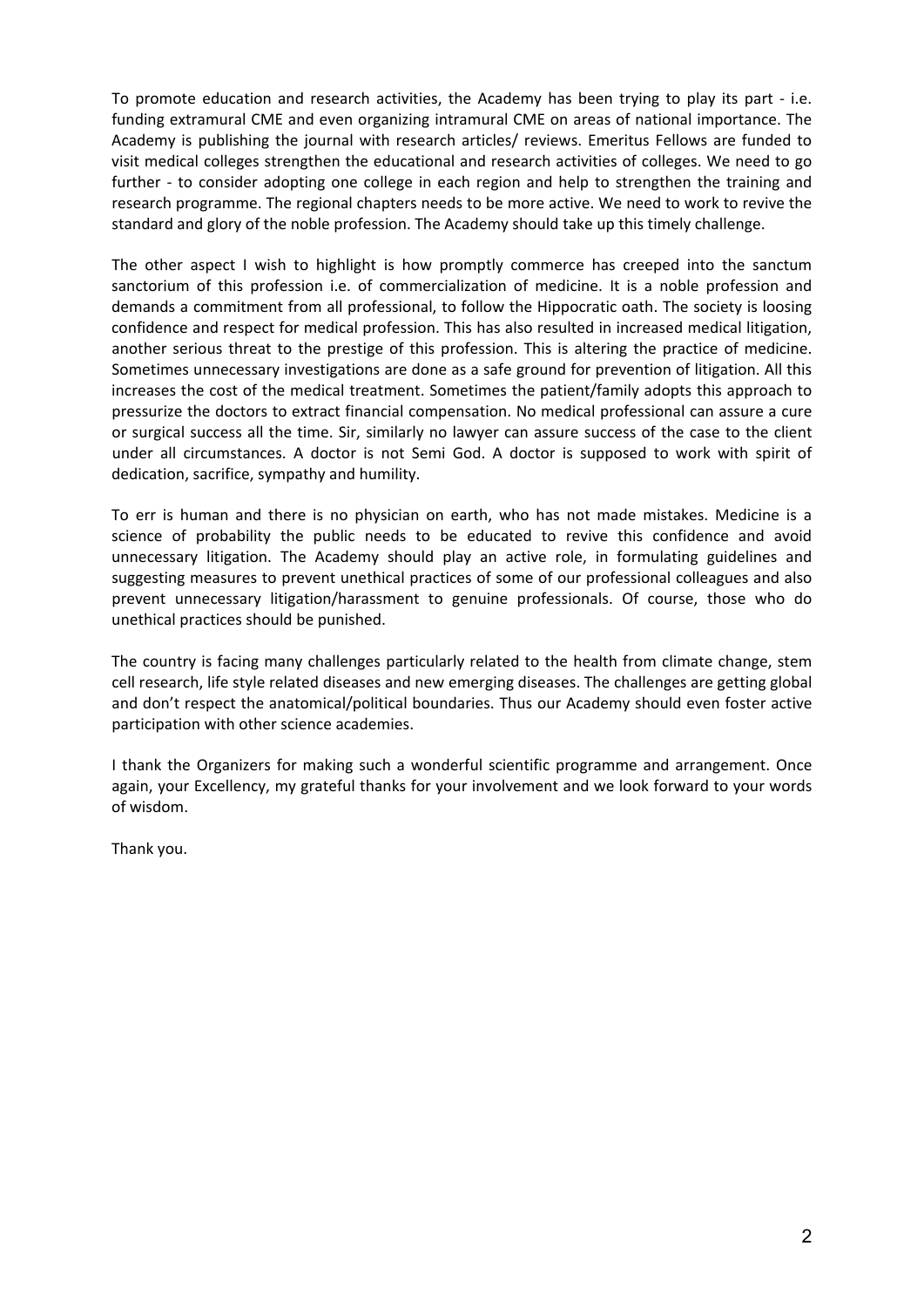To promote education and research activities, the Academy has been trying to play its part - i.e. funding extramural CME and even organizing intramural CME on areas of national importance. The Academy is publishing the journal with research articles/ reviews. Emeritus Fellows are funded to visit medical colleges strengthen the educational and research activities of colleges. We need to go further - to consider adopting one college in each region and help to strengthen the training and research programme. The regional chapters needs to be more active. We need to work to revive the standard and glory of the noble profession. The Academy should take up this timely challenge.

The other aspect I wish to highlight is how promptly commerce has creeped into the sanctum sanctorium of this profession i.e. of commercialization of medicine. It is a noble profession and demands a commitment from all professional, to follow the Hippocratic oath. The society is loosing confidence and respect for medical profession. This has also resulted in increased medical litigation, another serious threat to the prestige of this profession. This is altering the practice of medicine. Sometimes unnecessary investigations are done as a safe ground for prevention of litigation. All this increases the cost of the medical treatment. Sometimes the patient/family adopts this approach to pressurize the doctors to extract financial compensation. No medical professional can assure a cure or surgical success all the time. Sir, similarly no lawyer can assure success of the case to the client under all circumstances. A doctor is not Semi God. A doctor is supposed to work with spirit of dedication, sacrifice, sympathy and humility.

To err is human and there is no physician on earth, who has not made mistakes. Medicine is a science of probability the public needs to be educated to revive this confidence and avoid unnecessary litigation. The Academy should play an active role, in formulating guidelines and suggesting measures to prevent unethical practices of some of our professional colleagues and also prevent unnecessary litigation/harassment to genuine professionals. Of course, those who do unethical practices should be punished.

The country is facing many challenges particularly related to the health from climate change, stem cell research, life style related diseases and new emerging diseases. The challenges are getting global and don't respect the anatomical/political boundaries. Thus our Academy should even foster active participation with other science academies.

I thank the Organizers for making such a wonderful scientific programme and arrangement. Once again, your Excellency, my grateful thanks for your involvement and we look forward to your words of wisdom.

Thank you.